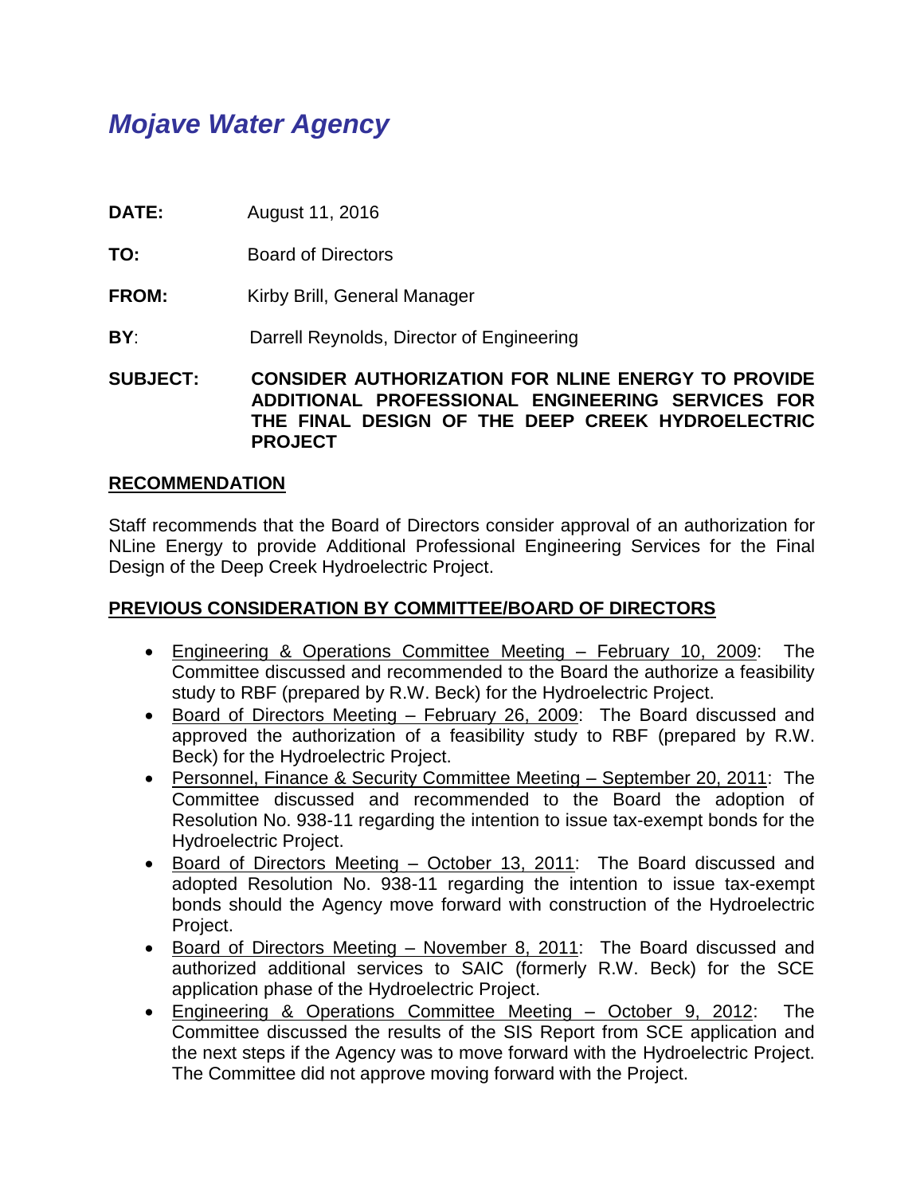# *Mojave Water Agency*

**DATE:** August 11, 2016

**TO:** Board of Directors

**FROM:** Kirby Brill, General Manager

**BY**: Darrell Reynolds, Director of Engineering

**SUBJECT:** **CONSIDER AUTHORIZATION FOR NLINE ENERGY TO PROVIDE ADDITIONAL PROFESSIONAL ENGINEERING SERVICES FOR THE FINAL DESIGN OF THE DEEP CREEK HYDROELECTRIC PROJECT**

## RECOMMENDATION

Staff recommends that the Board of Directors consider approval of an authorization for NLine Energy to provide Additional Professional Engineering Services for the Final Design of the Deep Creek Hydroelectric Project.

## PREVIOUS CONSIDERATION BY COMMITTEE/BOARD OF DIRECTORS

- Engineering & Operations Committee Meeting – February 10, 2009: The Committee discussed and recommended to the Board the authorize a feasibility study to RBF (prepared by R.W. Beck) for the Hydroelectric Project.
- Board of Directors Meeting – February 26, 2009: The Board discussed and approved the authorization of a feasibility study to RBF (prepared by R.W. Beck) for the Hydroelectric Project.
- Personnel, Finance & Security Committee Meeting – September 20, 2011: The Committee discussed and recommended to the Board the adoption of Resolution No. 938-11 regarding the intention to issue tax-exempt bonds for the Hydroelectric Project.
- Board of Directors Meeting – October 13, 2011: The Board discussed and adopted Resolution No. 938-11 regarding the intention to issue tax-exempt bonds should the Agency move forward with construction of the Hydroelectric Project.
- Board of Directors Meeting – November 8, 2011: The Board discussed and authorized additional services to SAIC (formerly R.W. Beck) for the SCE application phase of the Hydroelectric Project.
- Engineering & Operations Committee Meeting – October 9, 2012: The Committee discussed the results of the SIS Report from SCE application and the next steps if the Agency was to move forward with the Hydroelectric Project. The Committee did not approve moving forward with the Project.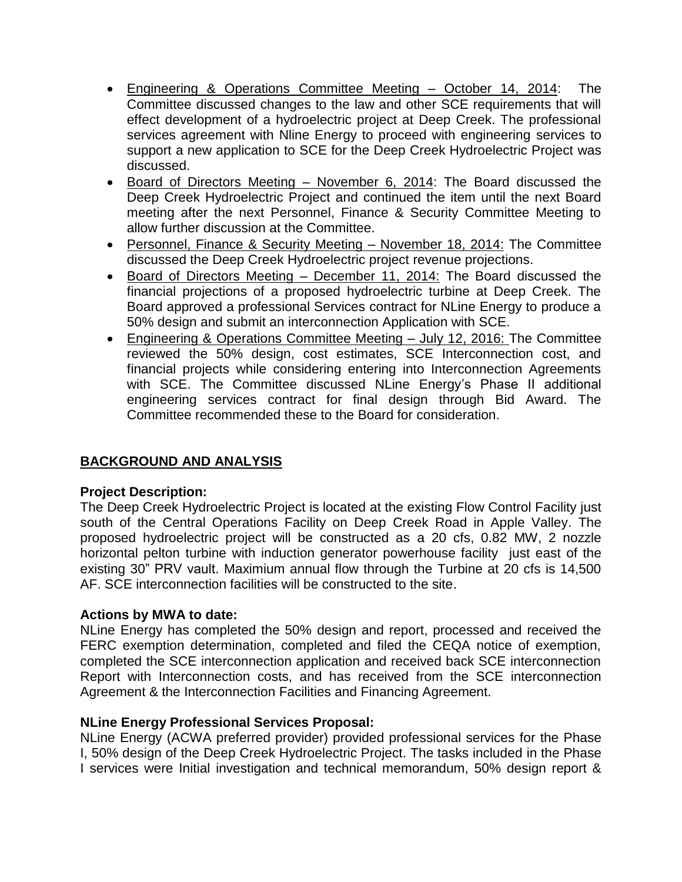- Engineering & Operations Committee Meeting – October 14, 2014: The Committee discussed changes to the law and other SCE requirements that will effect development of a hydroelectric project at Deep Creek. The professional services agreement with Nline Energy to proceed with engineering services to support a new application to SCE for the Deep Creek Hydroelectric Project was discussed.
- Board of Directors Meeting – November 6, 2014: The Board discussed the Deep Creek Hydroelectric Project and continued the item until the next Board meeting after the next Personnel, Finance & Security Committee Meeting to allow further discussion at the Committee.
- Personnel, Finance & Security Meeting – November 18, 2014: The Committee discussed the Deep Creek Hydroelectric project revenue projections.
- Board of Directors Meeting – December 11, 2014: The Board discussed the financial projections of a proposed hydroelectric turbine at Deep Creek. The Board approved a professional Services contract for NLine Energy to produce a 50% design and submit an interconnection Application with SCE.
- Engineering & Operations Committee Meeting – July 12, 2016: The Committee reviewed the 50% design, cost estimates, SCE Interconnection cost, and financial projects while considering entering into Interconnection Agreements with SCE. The Committee discussed NLine Energy's Phase II additional engineering services contract for final design through Bid Award. The Committee recommended these to the Board for consideration.

## BACKGROUND AND ANALYSIS

**Project Description:**
The Deep Creek Hydroelectric Project is located at the existing Flow Control Facility just south of the Central Operations Facility on Deep Creek Road in Apple Valley. The proposed hydroelectric project will be constructed as a 20 cfs, 0.82 MW, 2 nozzle horizontal pelton turbine with induction generator powerhouse facility just east of the existing 30" PRV vault. Maximium annual flow through the Turbine at 20 cfs is 14,500 AF. SCE interconnection facilities will be constructed to the site.

**Actions by MWA to date:**
NLine Energy has completed the 50% design and report, processed and received the FERC exemption determination, completed and filed the CEQA notice of exemption, completed the SCE interconnection application and received back SCE interconnection Report with Interconnection costs, and has received from the SCE interconnection Agreement & the Interconnection Facilities and Financing Agreement.

**NLine Energy Professional Services Proposal:**
NLine Energy (ACWA preferred provider) provided professional services for the Phase I, 50% design of the Deep Creek Hydroelectric Project. The tasks included in the Phase I services were Initial investigation and technical memorandum, 50% design report &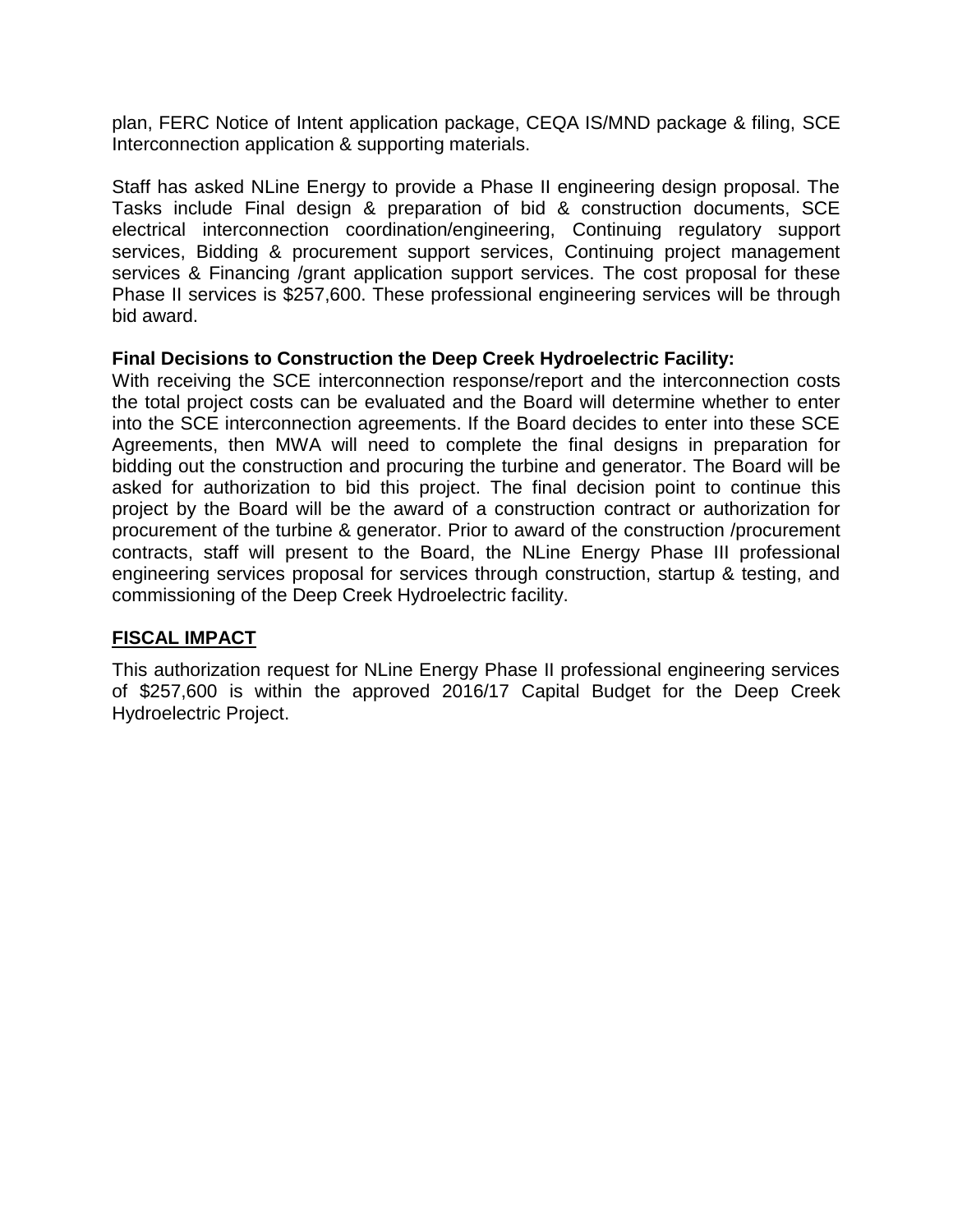plan, FERC Notice of Intent application package, CEQA IS/MND package & filing, SCE Interconnection application & supporting materials.

Staff has asked NLine Energy to provide a Phase II engineering design proposal. The Tasks include Final design & preparation of bid & construction documents, SCE electrical interconnection coordination/engineering, Continuing regulatory support services, Bidding & procurement support services, Continuing project management services & Financing /grant application support services. The cost proposal for these Phase II services is $257,600. These professional engineering services will be through bid award.

**Final Decisions to Construction the Deep Creek Hydroelectric Facility:**
With receiving the SCE interconnection response/report and the interconnection costs the total project costs can be evaluated and the Board will determine whether to enter into the SCE interconnection agreements. If the Board decides to enter into these SCE Agreements, then MWA will need to complete the final designs in preparation for bidding out the construction and procuring the turbine and generator. The Board will be asked for authorization to bid this project. The final decision point to continue this project by the Board will be the award of a construction contract or authorization for procurement of the turbine & generator. Prior to award of the construction /procurement contracts, staff will present to the Board, the NLine Energy Phase III professional engineering services proposal for services through construction, startup & testing, and commissioning of the Deep Creek Hydroelectric facility.

## FISCAL IMPACT

This authorization request for NLine Energy Phase II professional engineering services of $257,600 is within the approved 2016/17 Capital Budget for the Deep Creek Hydroelectric Project.